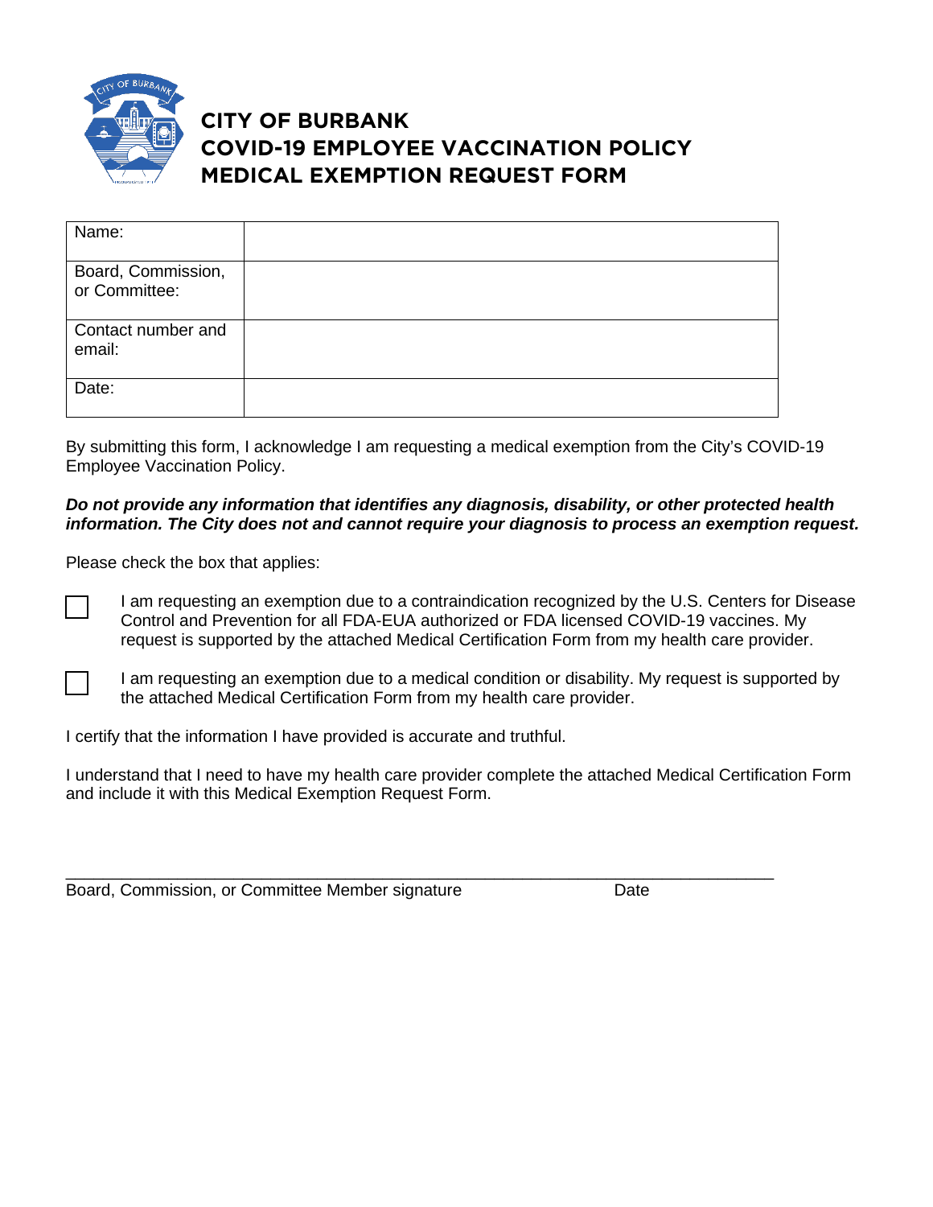# CITY OF BURBANK
# COVID-19 EMPLOYEE VACCINATION POLICY
# MEDICAL EXEMPTION REQUEST FORM

| Name: | |
|---|---|
| Board, Commission, or Committee: | |
| Contact number and email: | |
| Date: | |

By submitting this form, I acknowledge I am requesting a medical exemption from the City's COVID-19 Employee Vaccination Policy.

***Do not provide any information that identifies any diagnosis, disability, or other protected health information. The City does not and cannot require your diagnosis to process an exemption request.***

Please check the box that applies:

☐ I am requesting an exemption due to a contraindication recognized by the U.S. Centers for Disease Control and Prevention for all FDA-EUA authorized or FDA licensed COVID-19 vaccines. My request is supported by the attached Medical Certification Form from my health care provider.

☐ I am requesting an exemption due to a medical condition or disability. My request is supported by the attached Medical Certification Form from my health care provider.

I certify that the information I have provided is accurate and truthful.

I understand that I need to have my health care provider complete the attached Medical Certification Form and include it with this Medical Exemption Request Form.

_______________________________________________________________________

Board, Commission, or Committee Member signature                Date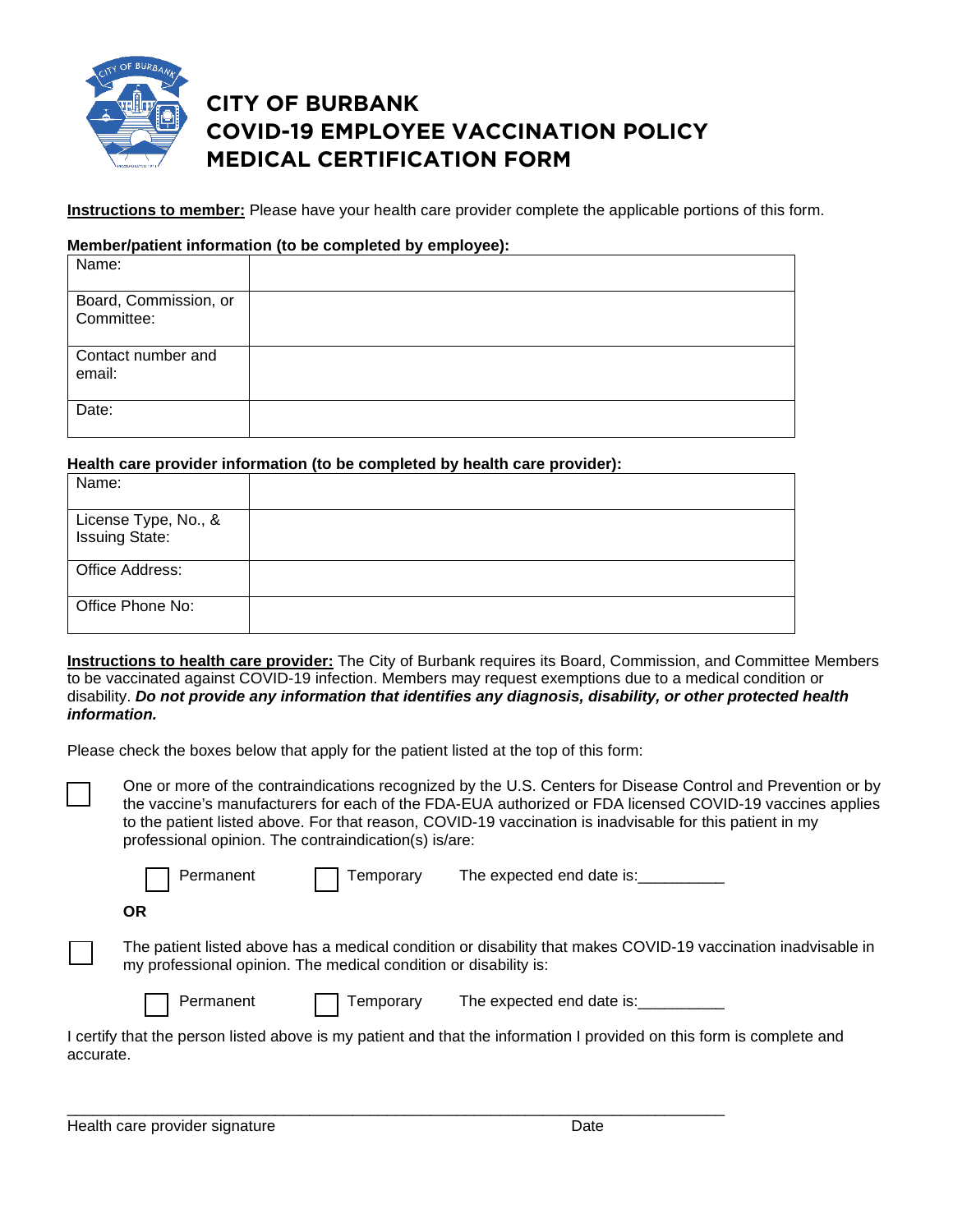# CITY OF BURBANK
# COVID-19 EMPLOYEE VACCINATION POLICY
# MEDICAL CERTIFICATION FORM

**Instructions to member:** Please have your health care provider complete the applicable portions of this form.

**Member/patient information (to be completed by employee):**

| | |
|---|---|
| Name: | |
| Board, Commission, or Committee: | |
| Contact number and email: | |
| Date: | |

**Health care provider information (to be completed by health care provider):**

| | |
|---|---|
| Name: | |
| License Type, No., & Issuing State: | |
| Office Address: | |
| Office Phone No: | |

**Instructions to health care provider:** The City of Burbank requires its Board, Commission, and Committee Members to be vaccinated against COVID-19 infection. Members may request exemptions due to a medical condition or disability. ***Do not provide any information that identifies any diagnosis, disability, or other protected health information.***

Please check the boxes below that apply for the patient listed at the top of this form:

☐ One or more of the contraindications recognized by the U.S. Centers for Disease Control and Prevention or by the vaccine's manufacturers for each of the FDA-EUA authorized or FDA licensed COVID-19 vaccines applies to the patient listed above. For that reason, COVID-19 vaccination is inadvisable for this patient in my professional opinion. The contraindication(s) is/are:

☐ Permanent ☐ Temporary The expected end date is:__________

**OR**

☐ The patient listed above has a medical condition or disability that makes COVID-19 vaccination inadvisable in my professional opinion. The medical condition or disability is:

☐ Permanent ☐ Temporary The expected end date is:__________

I certify that the person listed above is my patient and that the information I provided on this form is complete and accurate.

_______________________________________________________________________________

Health care provider signature Date